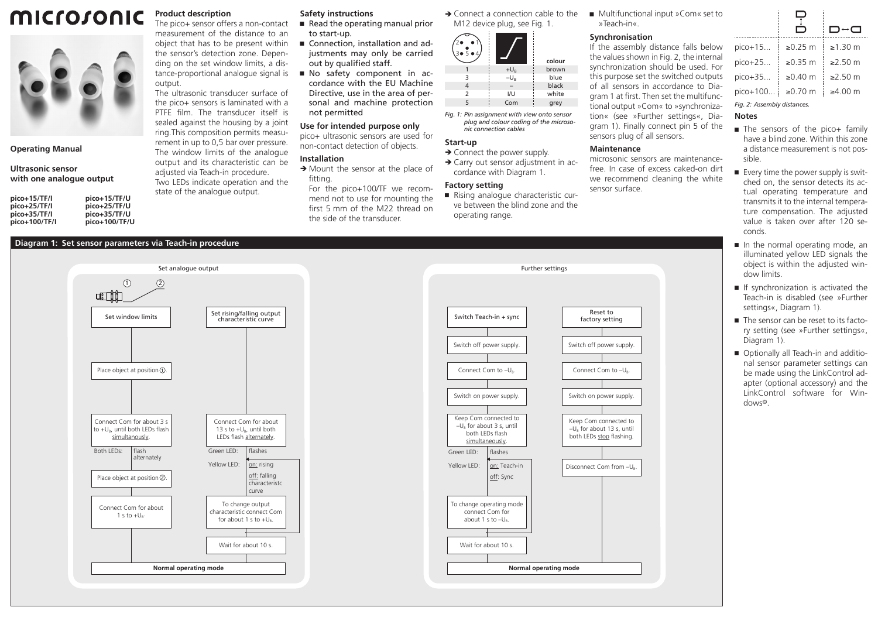# microsonic

**Operating Manual**

**Ultrasonic sensor with one analogue output**

**pico+15/TF/I**
**pico+25/TF/I**
**pico+35/TF/I**
**pico+100/TF/I**

**pico+15/TF/U**
**pico+25/TF/U**
**pico+35/TF/U**
**pico+100/TF/U**

## Product description

The pico+ sensor offers a non-contact measurement of the distance to an object that has to be present within the sensor's detection zone. Depending on the set window limits, a distance-proportional analogue signal is output.

The ultrasonic transducer surface of the pico+ sensors is laminated with a PTFE film. The transducer itself is sealed against the housing by a joint ring.This composition permits measurement in up to 0,5 bar over pressure.

The window limits of the analogue output and its characteristic can be adjusted via Teach-in procedure.

Two LEDs indicate operation and the state of the analogue output.

## Safety instructions

- Read the operating manual prior to start-up.
- Connection, installation and adjustments may only be carried out by qualified staff.
- No safety component in accordance with the EU Machine Directive, use in the area of personal and machine protection not permitted

## Use for intended purpose only

pico+ ultrasonic sensors are used for non-contact detection of objects.

## Installation

→ Mount the sensor at the place of fitting.

For the pico+100/TF we recommend not to use for mounting the first 5 mm of the M22 thread on the side of the transducer.

→ Connect a connection cable to the M12 device plug, see Fig. 1.

| | | colour |
|---|---|---|
| 1 | $+U_B$ | brown |
| 3 | $-U_B$ | blue |
| 4 | – | black |
| 2 | I/U | white |
| 5 | Com | grey |

*Fig. 1: Pin assignment with view onto sensor plug and colour coding of the microsonic connection cables*

## Start-up

→ Connect the power supply.

→ Carry out sensor adjustment in accordance with Diagram 1.

## Factory setting

- Rising analogue characteristic curve between the blind zone and the operating range.
- Multifunctional input »Com« set to »Teach-in«.

## Synchronisation

If the assembly distance falls below the values shown in Fig. 2, the internal synchronization should be used. For this purpose set the switched outputs of all sensors in accordance to Diagram 1 at first. Then set the multifunctional output »Com« to »synchronization« (see »Further settings«, Diagram 1). Finally connect pin 5 of the sensors plug of all sensors.

## Maintenance

microsonic sensors are maintenance-free. In case of excess caked-on dirt we recommend cleaning the white sensor surface.

| | | |
|---|---|---|
| pico+15... | ≥0.25 m | ≥1.30 m |
| pico+25... | ≥0.35 m | ≥2.50 m |
| pico+35... | ≥0.40 m | ≥2.50 m |
| pico+100... | ≥0.70 m | ≥4.00 m |

*Fig. 2: Assembly distances.*

## Notes

- The sensors of the pico+ family have a blind zone. Within this zone a distance measurement is not possible.
- Every time the power supply is switched on, the sensor detects its actual operating temperature and transmits it to the internal temperature compensation. The adjusted value is taken over after 120 seconds.
- In the normal operating mode, an illuminated yellow LED signals the object is within the adjusted window limits.
- If synchronization is activated the Teach-in is disabled (see »Further settings«, Diagram 1).
- The sensor can be reset to its factory setting (see »Further settings«, Diagram 1).
- Optionally all Teach-in and additional sensor parameter settings can be made using the LinkControl adapter (optional accessory) and the LinkControl software for Windows©.

## Diagram 1: Set sensor parameters via Teach-in procedure

### Set analogue output

**Set window limits**
1. Place object at position ①.
2. Connect Com for about 3 s to $+U_B$, until both LEDs flash simultaneously.
   - Both LEDs: flash alternately
3. Place object at position ②.
4. Connect Com for about 1 s to $+U_B$.
5. Normal operating mode

**Set rising/falling output characteristic curve**
1. Connect Com for about 13 s to $+U_B$, until both LEDs flash alternately.
   - Green LED: flashes
   - Yellow LED: on: rising; off: falling characteristc curve
2. To change output characteristic connect Com for about 1 s to $+U_B$.
3. Wait for about 10 s.
4. Normal operating mode

### Further settings

**Switch Teach-in + sync**
1. Switch off power supply.
2. Connect Com to $-U_B$.
3. Switch on power supply.
4. Keep Com connected to $-U_B$ for about 3 s, until both LEDs flash simultaneously.
   - Green LED: flashes
   - Yellow LED: on: Teach-in; off: Sync
5. To change operating mode connect Com for about 1 s to $-U_B$.
6. Wait for about 10 s.
7. Normal operating mode

**Reset to factory setting**
1. Switch off power supply.
2. Connect Com to $-U_B$.
3. Switch on power supply.
4. Keep Com connected to $-U_B$ for about 13 s, until both LEDs stop flashing.
5. Disconnect Com from $-U_B$.
6. Normal operating mode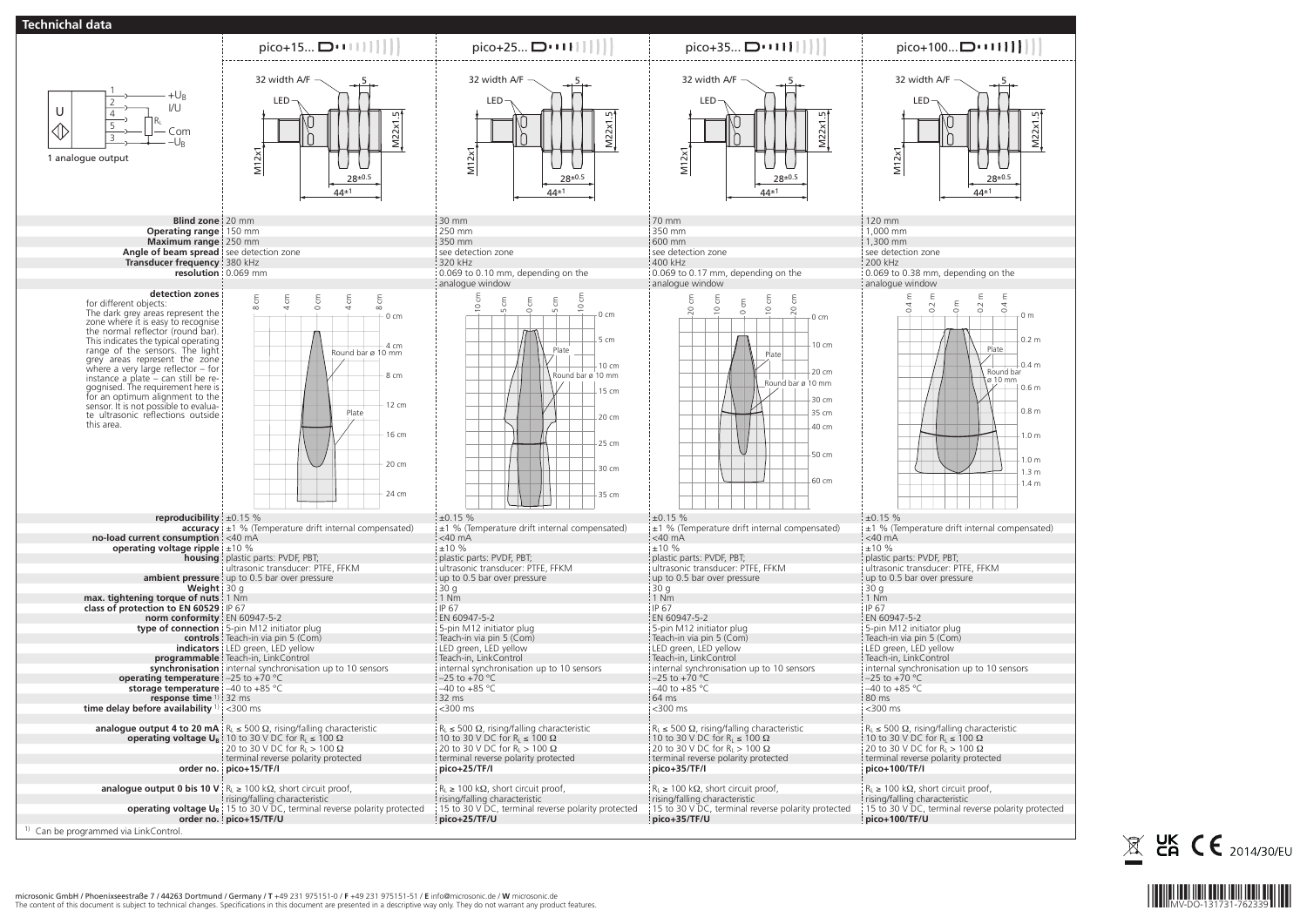## Technichal data

| | pico+15... | pico+25... | pico+35... | pico+100... |
|---|---|---|---|---|
| | 32 width A/F, LED, 5, M22x1.5, M12x1, 28±0.5, 44±1 | 32 width A/F, LED, 5, M22x1.5, M12x1, 28±0.5, 44±1 | 32 width A/F, LED, 5, M22x1.5, M12x1, 28±0.5, 44±1 | 32 width A/F, LED, 5, M22x1.5, M12x1, 28±0.5, 44±1 |
| **Blind zone** | 20 mm | 30 mm | 70 mm | 120 mm |
| **Operating range** | 150 mm | 250 mm | 350 mm | 1,000 mm |
| **Maximum range** | 250 mm | 350 mm | 600 mm | 1,300 mm |
| **Angle of beam spread** | see detection zone | see detection zone | see detection zone | see detection zone |
| **Transducer frequency** | 380 kHz | 320 kHz | 400 kHz | 200 kHz |
| **resolution** | 0.069 mm | 0.069 to 0.10 mm, depending on the analogue window | 0.069 to 0.17 mm, depending on the analogue window | 0.069 to 0.38 mm, depending on the analogue window |
| **reproducibility** | ±0.15 % | ±0.15 % | ±0.15 % | ±0.15 % |
| **accuracy** | ±1 % (Temperature drift internal compensated) | ±1 % (Temperature drift internal compensated) | ±1 % (Temperature drift internal compensated) | ±1 % (Temperature drift internal compensated) |
| **no-load current consumption** | <40 mA | <40 mA | <40 mA | <40 mA |
| **operating voltage ripple** | ±10 % | ±10 % | ±10 % | ±10 % |
| **housing** | plastic parts: PVDF, PBT; ultrasonic transducer: PTFE, FFKM | plastic parts: PVDF, PBT; ultrasonic transducer: PTFE, FFKM | plastic parts: PVDF, PBT; ultrasonic transducer: PTFE, FFKM | plastic parts: PVDF, PBT; ultrasonic transducer: PTFE, FFKM |
| **ambient pressure** | up to 0.5 bar over pressure | up to 0.5 bar over pressure | up to 0.5 bar over pressure | up to 0.5 bar over pressure |
| **Weight** | 30 g | 30 g | 30 g | 30 g |
| **max. tightening torque of nuts** | 1 Nm | 1 Nm | 1 Nm | 1 Nm |
| **class of protection to EN 60529** | IP 67 | IP 67 | IP 67 | IP 67 |
| **norm conformity** | EN 60947-5-2 | EN 60947-5-2 | EN 60947-5-2 | EN 60947-5-2 |
| **type of connection** | 5-pin M12 initiator plug | 5-pin M12 initiator plug | 5-pin M12 initiator plug | 5-pin M12 initiator plug |
| **controls** | Teach-in via pin 5 (Com) | Teach-in via pin 5 (Com) | Teach-in via pin 5 (Com) | Teach-in via pin 5 (Com) |
| **indicators** | LED green, LED yellow | LED green, LED yellow | LED green, LED yellow | LED green, LED yellow |
| **programmable** | Teach-in, LinkControl | Teach-in, LinkControl | Teach-in, LinkControl | Teach-in, LinkControl |
| **synchronisation** | internal synchronisation up to 10 sensors | internal synchronisation up to 10 sensors | internal synchronisation up to 10 sensors | internal synchronisation up to 10 sensors |
| **operating temperature** | –25 to +70 °C | –25 to +70 °C | –25 to +70 °C | –25 to +70 °C |
| **storage temperature** | –40 to +85 °C | –40 to +85 °C | –40 to +85 °C | –40 to +85 °C |
| **response time** [1] | 32 ms | 32 ms | 64 ms | 80 ms |
| **time delay before availability** [1] | <300 ms | <300 ms | <300 ms | <300 ms |
| **analogue output 4 to 20 mA** | $R_L$ ≤ 500 Ω, rising/falling characteristic | $R_L$ ≤ 500 Ω, rising/falling characteristic | $R_L$ ≤ 500 Ω, rising/falling characteristic | $R_L$ ≤ 500 Ω, rising/falling characteristic |
| **operating voltage $U_B$** | 10 to 30 V DC for $R_L$ ≤ 100 Ω; 20 to 30 V DC for $R_L$ > 100 Ω; terminal reverse polarity protected | 10 to 30 V DC for $R_L$ ≤ 100 Ω; 20 to 30 V DC for $R_L$ > 100 Ω; terminal reverse polarity protected | 10 to 30 V DC for $R_L$ ≤ 100 Ω; 20 to 30 V DC for $R_L$ > 100 Ω; terminal reverse polarity protected | 10 to 30 V DC for $R_L$ ≤ 100 Ω; 20 to 30 V DC for $R_L$ > 100 Ω; terminal reverse polarity protected |
| **order no.** | **pico+15/TF/I** | **pico+25/TF/I** | **pico+35/TF/I** | **pico+100/TF/I** |
| **analogue output 0 bis 10 V** | $R_L$ ≥ 100 kΩ, short circuit proof, rising/falling characteristic | $R_L$ ≥ 100 kΩ, short circuit proof, rising/falling characteristic | $R_L$ ≥ 100 kΩ, short circuit proof, rising/falling characteristic | $R_L$ ≥ 100 kΩ, short circuit proof, rising/falling characteristic |
| **operating voltage $U_B$** | 15 to 30 V DC, terminal reverse polarity protected | 15 to 30 V DC, terminal reverse polarity protected | 15 to 30 V DC, terminal reverse polarity protected | 15 to 30 V DC, terminal reverse polarity protected |
| **order no.** | **pico+15/TF/U** | **pico+25/TF/U** | **pico+35/TF/U** | **pico+100/TF/U** |

1 analogue output

1, 2, 3, 4, 5, U, $+U_B$, I/U, $R_L$, Com, $-U_B$

**detection zones** for different objects:
The dark grey areas represent the zone where it is easy to recognise the normal reflector (round bar). This indicates the typical operating range of the sensors. The light grey areas represent the zone where a very large reflector – for instance a plate – can still be recognised. The requirement here is for an optimum alignment to the sensor. It is not possible to evaluate ultrasonic reflections outside this area.

pico+15: 8 cm, 4 cm, 0 cm, 4 cm, 8 cm; 0 cm, 4 cm, 8 cm, 12 cm, 16 cm, 20 cm, 24 cm; Round bar ø 10 mm; Plate

pico+25: 10 cm, 5 cm, 0 cm, 5 cm, 10 cm; 0 cm, 5 cm, 10 cm, 15 cm, 20 cm, 25 cm, 30 cm, 35 cm; Plate; Round bar ø 10 mm

pico+35: 20 cm, 10 cm, 0 cm, 10 cm, 20 cm; 0 cm, 10 cm, 20 cm, 30 cm, 35 cm, 40 cm, 50 cm, 60 cm; Plate; Round bar ø 10 mm

pico+100: 0.4 m, 0.2 m, 0 m, 0.2 m, 0.4 m; 0 m, 0.2 m, 0.4 m, 0.6 m, 0.8 m, 1.0 m, 1.0 m, 1.3 m, 1.4 m; Plate; Round bar ø 10 mm

1) Can be programmed via LinkControl.

2014/30/EU

microsonic GmbH / Phoenixseestraße 7 / 44263 Dortmund / Germany / **T** +49 231 975151-0 / **F** +49 231 975151-51 / **E** info@microsonic.de / **W** microsonic.de
The content of this document is subject to technical changes. Specifications in this document are presented in a descriptive way only. They do not warrant any product features.

MV-DO-131731-762339